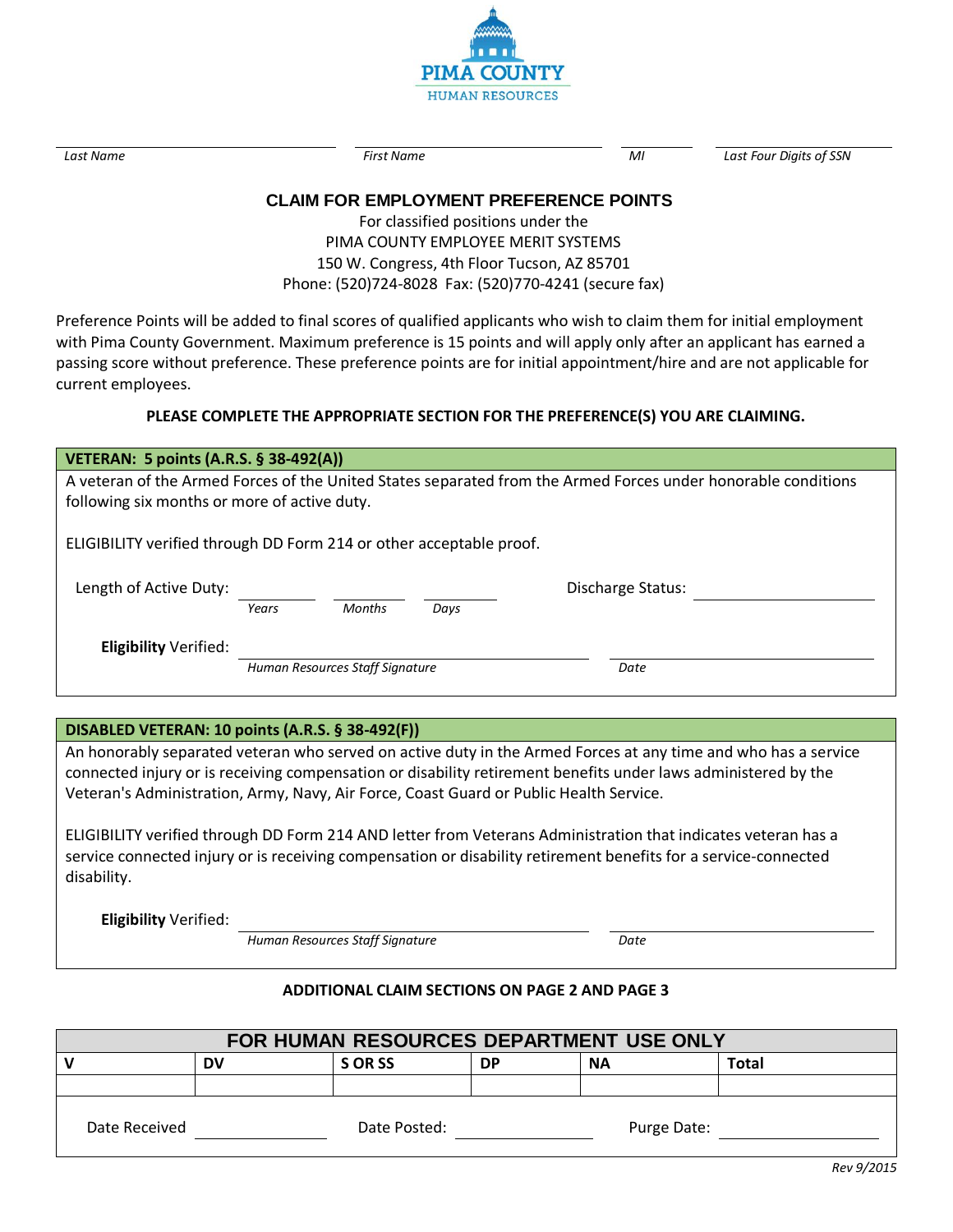PIMA COUNTY
HUMAN RESOURCES

| Last Name | First Name | MI | Last Four Digits of SSN |
|---|---|---|---|
| | | | |

## CLAIM FOR EMPLOYMENT PREFERENCE POINTS

For classified positions under the
PIMA COUNTY EMPLOYEE MERIT SYSTEMS
150 W. Congress, 4th Floor Tucson, AZ 85701
Phone: (520)724-8028 Fax: (520)770-4241 (secure fax)

Preference Points will be added to final scores of qualified applicants who wish to claim them for initial employment with Pima County Government. Maximum preference is 15 points and will apply only after an applicant has earned a passing score without preference. These preference points are for initial appointment/hire and are not applicable for current employees.

**PLEASE COMPLETE THE APPROPRIATE SECTION FOR THE PREFERENCE(S) YOU ARE CLAIMING.**

### VETERAN: 5 points (A.R.S. § 38-492(A))

A veteran of the Armed Forces of the United States separated from the Armed Forces under honorable conditions following six months or more of active duty.

ELIGIBILITY verified through DD Form 214 or other acceptable proof.

Length of Active Duty: ________ *Years* ________ *Months* ________ *Days*

Discharge Status: ____________________

**Eligibility** Verified: ______________________________ *Human Resources Staff Signature* ____________________ *Date*

### DISABLED VETERAN: 10 points (A.R.S. § 38-492(F))

An honorably separated veteran who served on active duty in the Armed Forces at any time and who has a service connected injury or is receiving compensation or disability retirement benefits under laws administered by the Veteran's Administration, Army, Navy, Air Force, Coast Guard or Public Health Service.

ELIGIBILITY verified through DD Form 214 AND letter from Veterans Administration that indicates veteran has a service connected injury or is receiving compensation or disability retirement benefits for a service-connected disability.

**Eligibility** Verified: ______________________________ *Human Resources Staff Signature* ____________________ *Date*

**ADDITIONAL CLAIM SECTIONS ON PAGE 2 AND PAGE 3**

| FOR HUMAN RESOURCES DEPARTMENT USE ONLY | | | | | |
|---|---|---|---|---|---|
| V | DV | S OR SS | DP | NA | Total |
| | | | | | |

Date Received ____________ Date Posted: ____________ Purge Date: ____________

*Rev 9/2015*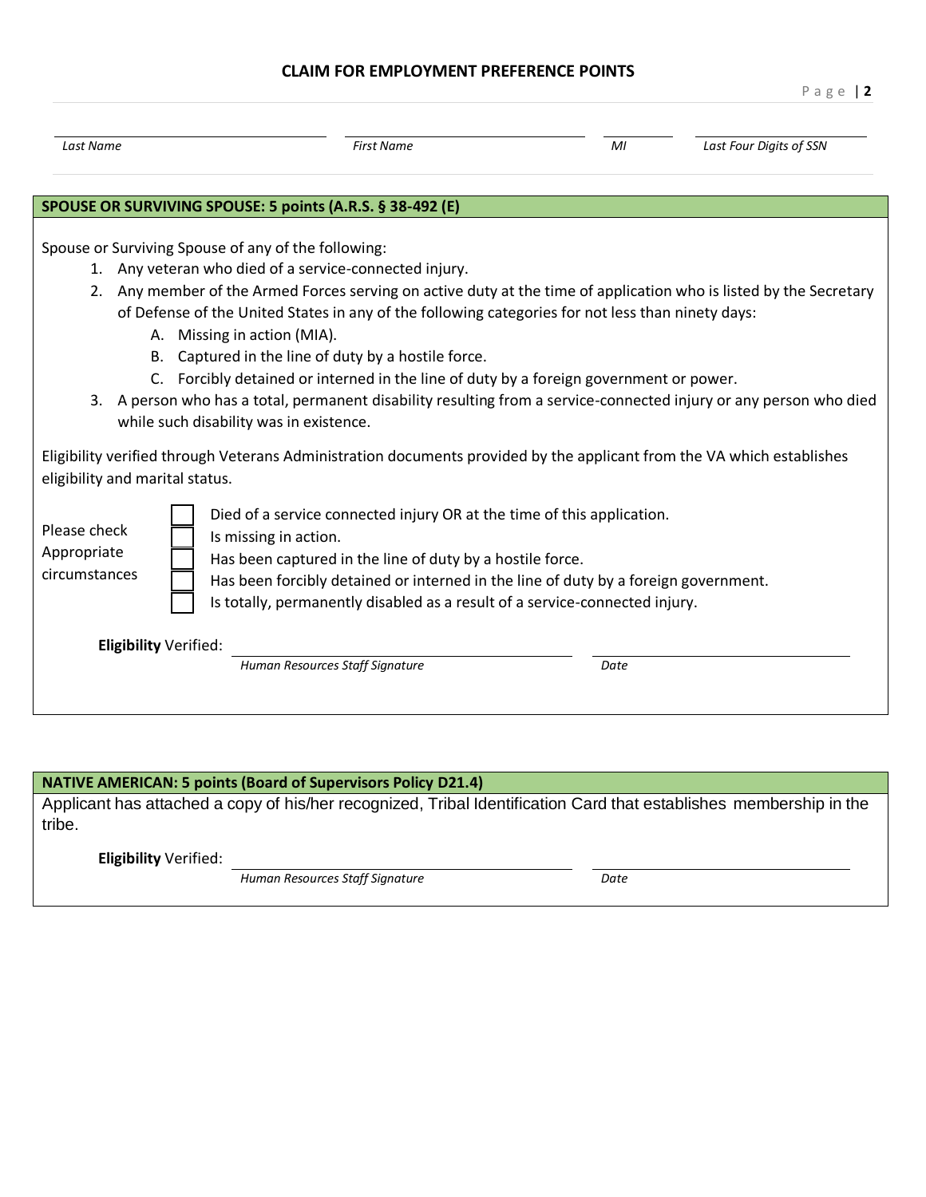## CLAIM FOR EMPLOYMENT PREFERENCE POINTS

| Last Name | First Name | MI | Last Four Digits of SSN |
|---|---|---|---|
| | | | |

### SPOUSE OR SURVIVING SPOUSE: 5 points (A.R.S. § 38-492 (E)

Spouse or Surviving Spouse of any of the following:

1. Any veteran who died of a service-connected injury.
2. Any member of the Armed Forces serving on active duty at the time of application who is listed by the Secretary of Defense of the United States in any of the following categories for not less than ninety days:
   A. Missing in action (MIA).
   B. Captured in the line of duty by a hostile force.
   C. Forcibly detained or interned in the line of duty by a foreign government or power.
3. A person who has a total, permanent disability resulting from a service-connected injury or any person who died while such disability was in existence.

Eligibility verified through Veterans Administration documents provided by the applicant from the VA which establishes eligibility and marital status.

Please check Appropriate circumstances

- ☐ Died of a service connected injury OR at the time of this application.
- ☐ Is missing in action.
- ☐ Has been captured in the line of duty by a hostile force.
- ☐ Has been forcibly detained or interned in the line of duty by a foreign government.
- ☐ Is totally, permanently disabled as a result of a service-connected injury.

**Eligibility** Verified: ______________________________ ______________________

*Human Resources Staff Signature* *Date*

### NATIVE AMERICAN: 5 points (Board of Supervisors Policy D21.4)

Applicant has attached a copy of his/her recognized, Tribal Identification Card that establishes membership in the tribe.

**Eligibility** Verified: ______________________________ ______________________

*Human Resources Staff Signature* *Date*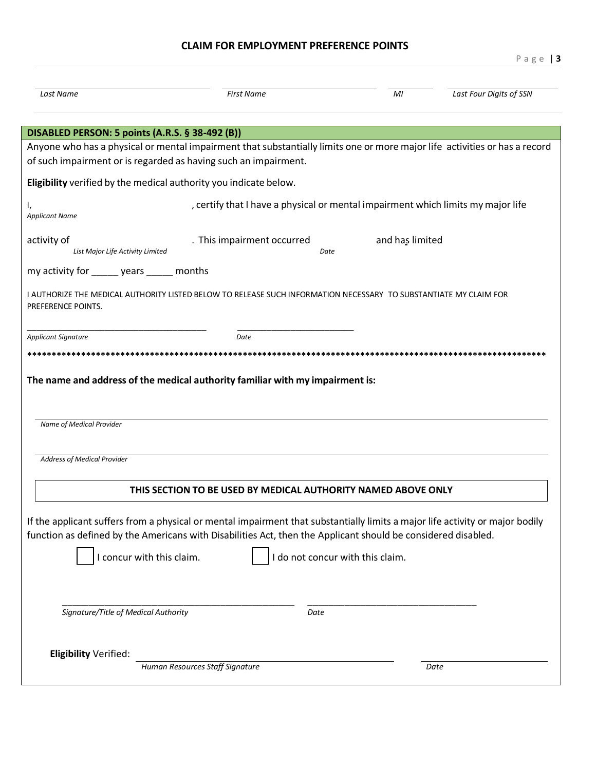# CLAIM FOR EMPLOYMENT PREFERENCE POINTS

| | | | |
|---|---|---|---|
| *Last Name* | *First Name* | *MI* | *Last Four Digits of SSN* |

## DISABLED PERSON: 5 points (A.R.S. § 38-492 (B))

Anyone who has a physical or mental impairment that substantially limits one or more major life activities or has a record of such impairment or is regarded as having such an impairment.

**Eligibility** verified by the medical authority you indicate below.

I, ______________________ , certify that I have a physical or mental impairment which limits my major life
*Applicant Name*

activity of ______________________ . This impairment occurred ______________ and has limited
*List Major Life Activity Limited* *Date*

my activity for _____ years _____ months

I AUTHORIZE THE MEDICAL AUTHORITY LISTED BELOW TO RELEASE SUCH INFORMATION NECESSARY TO SUBSTANTIATE MY CLAIM FOR PREFERENCE POINTS.

_____________________________________ ________________________
*Applicant Signature* *Date*

************************************************************************************************************

**The name and address of the medical authority familiar with my impairment is:**

_____________________________________________________________
*Name of Medical Provider*

_____________________________________________________________
*Address of Medical Provider*

**THIS SECTION TO BE USED BY MEDICAL AUTHORITY NAMED ABOVE ONLY**

If the applicant suffers from a physical or mental impairment that substantially limits a major life activity or major bodily function as defined by the Americans with Disabilities Act, then the Applicant should be considered disabled.

☐ I concur with this claim. ☐ I do not concur with this claim.

_________________________________________________ __________________________________
*Signature/Title of Medical Authority* *Date*

**Eligibility** Verified: _________________________________________________ ______________________
*Human Resources Staff Signature* *Date*